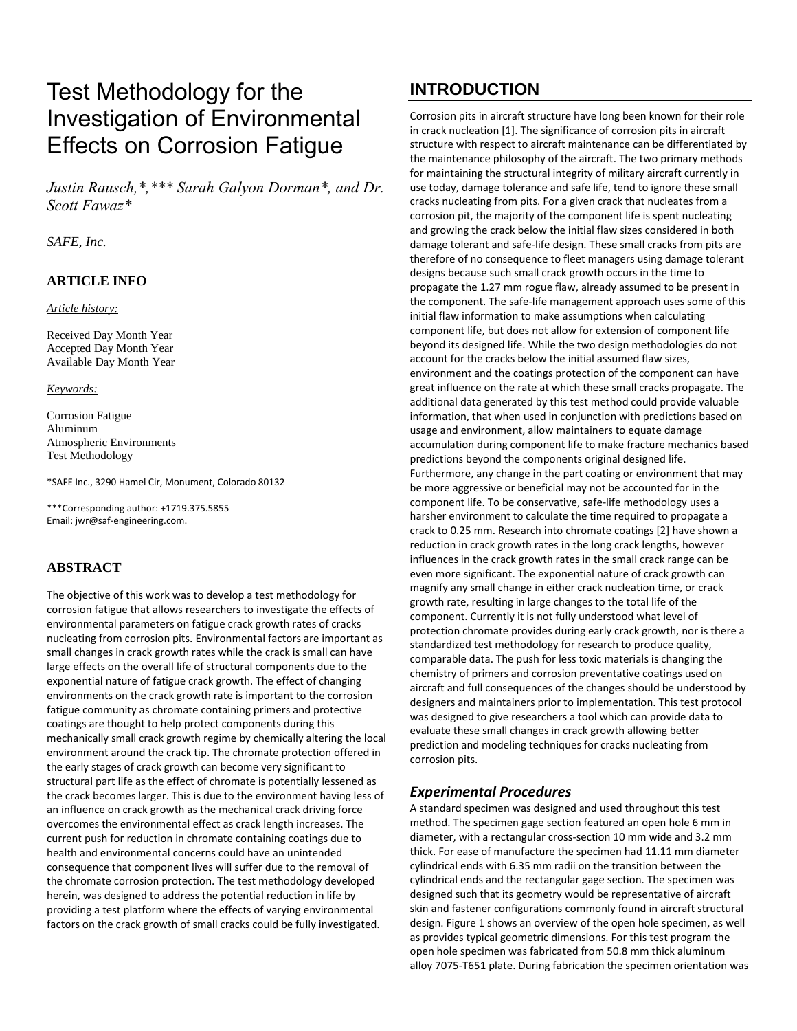# Test Methodology for the Investigation of Environmental Effects on Corrosion Fatigue

*Justin Rausch,\*,\*\*\* Sarah Galyon Dorman\*, and Dr. Scott Fawaz\**

*SAFE, Inc.*

## ARTICLE INFO

*Article history:*

Received Day Month Year
Accepted Day Month Year
Available Day Month Year

*Keywords:*

Corrosion Fatigue
Aluminum
Atmospheric Environments
Test Methodology

\*SAFE Inc., 3290 Hamel Cir, Monument, Colorado 80132

\*\*\*Corresponding author: +1719.375.5855
Email: jwr@saf-engineering.com.

## ABSTRACT

The objective of this work was to develop a test methodology for corrosion fatigue that allows researchers to investigate the effects of environmental parameters on fatigue crack growth rates of cracks nucleating from corrosion pits. Environmental factors are important as small changes in crack growth rates while the crack is small can have large effects on the overall life of structural components due to the exponential nature of fatigue crack growth. The effect of changing environments on the crack growth rate is important to the corrosion fatigue community as chromate containing primers and protective coatings are thought to help protect components during this mechanically small crack growth regime by chemically altering the local environment around the crack tip. The chromate protection offered in the early stages of crack growth can become very significant to structural part life as the effect of chromate is potentially lessened as the crack becomes larger. This is due to the environment having less of an influence on crack growth as the mechanical crack driving force overcomes the environmental effect as crack length increases. The current push for reduction in chromate containing coatings due to health and environmental concerns could have an unintended consequence that component lives will suffer due to the removal of the chromate corrosion protection. The test methodology developed herein, was designed to address the potential reduction in life by providing a test platform where the effects of varying environmental factors on the crack growth of small cracks could be fully investigated.

## INTRODUCTION

Corrosion pits in aircraft structure have long been known for their role in crack nucleation [1]. The significance of corrosion pits in aircraft structure with respect to aircraft maintenance can be differentiated by the maintenance philosophy of the aircraft. The two primary methods for maintaining the structural integrity of military aircraft currently in use today, damage tolerance and safe life, tend to ignore these small cracks nucleating from pits. For a given crack that nucleates from a corrosion pit, the majority of the component life is spent nucleating and growing the crack below the initial flaw sizes considered in both damage tolerant and safe-life design. These small cracks from pits are therefore of no consequence to fleet managers using damage tolerant designs because such small crack growth occurs in the time to propagate the 1.27 mm rogue flaw, already assumed to be present in the component. The safe-life management approach uses some of this initial flaw information to make assumptions when calculating component life, but does not allow for extension of component life beyond its designed life. While the two design methodologies do not account for the cracks below the initial assumed flaw sizes, environment and the coatings protection of the component can have great influence on the rate at which these small cracks propagate. The additional data generated by this test method could provide valuable information, that when used in conjunction with predictions based on usage and environment, allow maintainers to equate damage accumulation during component life to make fracture mechanics based predictions beyond the components original designed life. Furthermore, any change in the part coating or environment that may be more aggressive or beneficial may not be accounted for in the component life. To be conservative, safe-life methodology uses a harsher environment to calculate the time required to propagate a crack to 0.25 mm. Research into chromate coatings [2] have shown a reduction in crack growth rates in the long crack lengths, however influences in the crack growth rates in the small crack range can be even more significant. The exponential nature of crack growth can magnify any small change in either crack nucleation time, or crack growth rate, resulting in large changes to the total life of the component. Currently it is not fully understood what level of protection chromate provides during early crack growth, nor is there a standardized test methodology for research to produce quality, comparable data. The push for less toxic materials is changing the chemistry of primers and corrosion preventative coatings used on aircraft and full consequences of the changes should be understood by designers and maintainers prior to implementation. This test protocol was designed to give researchers a tool which can provide data to evaluate these small changes in crack growth allowing better prediction and modeling techniques for cracks nucleating from corrosion pits.

### *Experimental Procedures*

A standard specimen was designed and used throughout this test method. The specimen gage section featured an open hole 6 mm in diameter, with a rectangular cross-section 10 mm wide and 3.2 mm thick. For ease of manufacture the specimen had 11.11 mm diameter cylindrical ends with 6.35 mm radii on the transition between the cylindrical ends and the rectangular gage section. The specimen was designed such that its geometry would be representative of aircraft skin and fastener configurations commonly found in aircraft structural design. Figure 1 shows an overview of the open hole specimen, as well as provides typical geometric dimensions. For this test program the open hole specimen was fabricated from 50.8 mm thick aluminum alloy 7075-T651 plate. During fabrication the specimen orientation was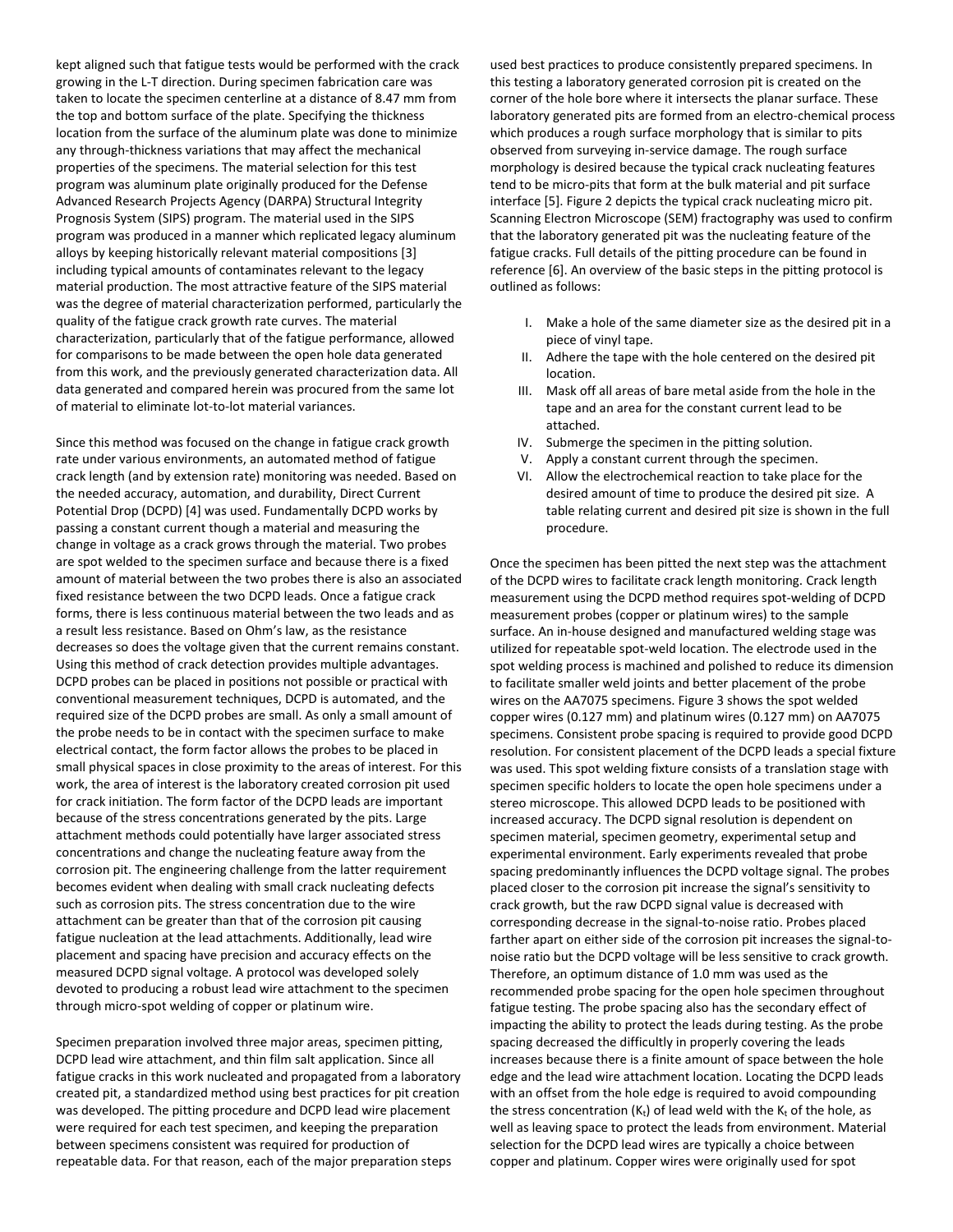kept aligned such that fatigue tests would be performed with the crack growing in the L-T direction. During specimen fabrication care was taken to locate the specimen centerline at a distance of 8.47 mm from the top and bottom surface of the plate. Specifying the thickness location from the surface of the aluminum plate was done to minimize any through-thickness variations that may affect the mechanical properties of the specimens. The material selection for this test program was aluminum plate originally produced for the Defense Advanced Research Projects Agency (DARPA) Structural Integrity Prognosis System (SIPS) program. The material used in the SIPS program was produced in a manner which replicated legacy aluminum alloys by keeping historically relevant material compositions [3] including typical amounts of contaminates relevant to the legacy material production. The most attractive feature of the SIPS material was the degree of material characterization performed, particularly the quality of the fatigue crack growth rate curves. The material characterization, particularly that of the fatigue performance, allowed for comparisons to be made between the open hole data generated from this work, and the previously generated characterization data. All data generated and compared herein was procured from the same lot of material to eliminate lot-to-lot material variances.

Since this method was focused on the change in fatigue crack growth rate under various environments, an automated method of fatigue crack length (and by extension rate) monitoring was needed. Based on the needed accuracy, automation, and durability, Direct Current Potential Drop (DCPD) [4] was used. Fundamentally DCPD works by passing a constant current though a material and measuring the change in voltage as a crack grows through the material. Two probes are spot welded to the specimen surface and because there is a fixed amount of material between the two probes there is also an associated fixed resistance between the two DCPD leads. Once a fatigue crack forms, there is less continuous material between the two leads and as a result less resistance. Based on Ohm's law, as the resistance decreases so does the voltage given that the current remains constant. Using this method of crack detection provides multiple advantages. DCPD probes can be placed in positions not possible or practical with conventional measurement techniques, DCPD is automated, and the required size of the DCPD probes are small. As only a small amount of the probe needs to be in contact with the specimen surface to make electrical contact, the form factor allows the probes to be placed in small physical spaces in close proximity to the areas of interest. For this work, the area of interest is the laboratory created corrosion pit used for crack initiation. The form factor of the DCPD leads are important because of the stress concentrations generated by the pits. Large attachment methods could potentially have larger associated stress concentrations and change the nucleating feature away from the corrosion pit. The engineering challenge from the latter requirement becomes evident when dealing with small crack nucleating defects such as corrosion pits. The stress concentration due to the wire attachment can be greater than that of the corrosion pit causing fatigue nucleation at the lead attachments. Additionally, lead wire placement and spacing have precision and accuracy effects on the measured DCPD signal voltage. A protocol was developed solely devoted to producing a robust lead wire attachment to the specimen through micro-spot welding of copper or platinum wire.

Specimen preparation involved three major areas, specimen pitting, DCPD lead wire attachment, and thin film salt application. Since all fatigue cracks in this work nucleated and propagated from a laboratory created pit, a standardized method using best practices for pit creation was developed. The pitting procedure and DCPD lead wire placement were required for each test specimen, and keeping the preparation between specimens consistent was required for production of repeatable data. For that reason, each of the major preparation steps used best practices to produce consistently prepared specimens. In this testing a laboratory generated corrosion pit is created on the corner of the hole bore where it intersects the planar surface. These laboratory generated pits are formed from an electro-chemical process which produces a rough surface morphology that is similar to pits observed from surveying in-service damage. The rough surface morphology is desired because the typical crack nucleating features tend to be micro-pits that form at the bulk material and pit surface interface [5]. Figure 2 depicts the typical crack nucleating micro pit. Scanning Electron Microscope (SEM) fractography was used to confirm that the laboratory generated pit was the nucleating feature of the fatigue cracks. Full details of the pitting procedure can be found in reference [6]. An overview of the basic steps in the pitting protocol is outlined as follows:

I. Make a hole of the same diameter size as the desired pit in a piece of vinyl tape.
II. Adhere the tape with the hole centered on the desired pit location.
III. Mask off all areas of bare metal aside from the hole in the tape and an area for the constant current lead to be attached.
IV. Submerge the specimen in the pitting solution.
V. Apply a constant current through the specimen.
VI. Allow the electrochemical reaction to take place for the desired amount of time to produce the desired pit size. A table relating current and desired pit size is shown in the full procedure.

Once the specimen has been pitted the next step was the attachment of the DCPD wires to facilitate crack length monitoring. Crack length measurement using the DCPD method requires spot-welding of DCPD measurement probes (copper or platinum wires) to the sample surface. An in-house designed and manufactured welding stage was utilized for repeatable spot-weld location. The electrode used in the spot welding process is machined and polished to reduce its dimension to facilitate smaller weld joints and better placement of the probe wires on the AA7075 specimens. Figure 3 shows the spot welded copper wires (0.127 mm) and platinum wires (0.127 mm) on AA7075 specimens. Consistent probe spacing is required to provide good DCPD resolution. For consistent placement of the DCPD leads a special fixture was used. This spot welding fixture consists of a translation stage with specimen specific holders to locate the open hole specimens under a stereo microscope. This allowed DCPD leads to be positioned with increased accuracy. The DCPD signal resolution is dependent on specimen material, specimen geometry, experimental setup and experimental environment. Early experiments revealed that probe spacing predominantly influences the DCPD voltage signal. The probes placed closer to the corrosion pit increase the signal's sensitivity to crack growth, but the raw DCPD signal value is decreased with corresponding decrease in the signal-to-noise ratio. Probes placed farther apart on either side of the corrosion pit increases the signal-to-noise ratio but the DCPD voltage will be less sensitive to crack growth. Therefore, an optimum distance of 1.0 mm was used as the recommended probe spacing for the open hole specimen throughout fatigue testing. The probe spacing also has the secondary effect of impacting the ability to protect the leads during testing. As the probe spacing decreased the difficultly in properly covering the leads increases because there is a finite amount of space between the hole edge and the lead wire attachment location. Locating the DCPD leads with an offset from the hole edge is required to avoid compounding the stress concentration ($K_t$) of lead weld with the $K_t$ of the hole, as well as leaving space to protect the leads from environment. Material selection for the DCPD lead wires are typically a choice between copper and platinum. Copper wires were originally used for spot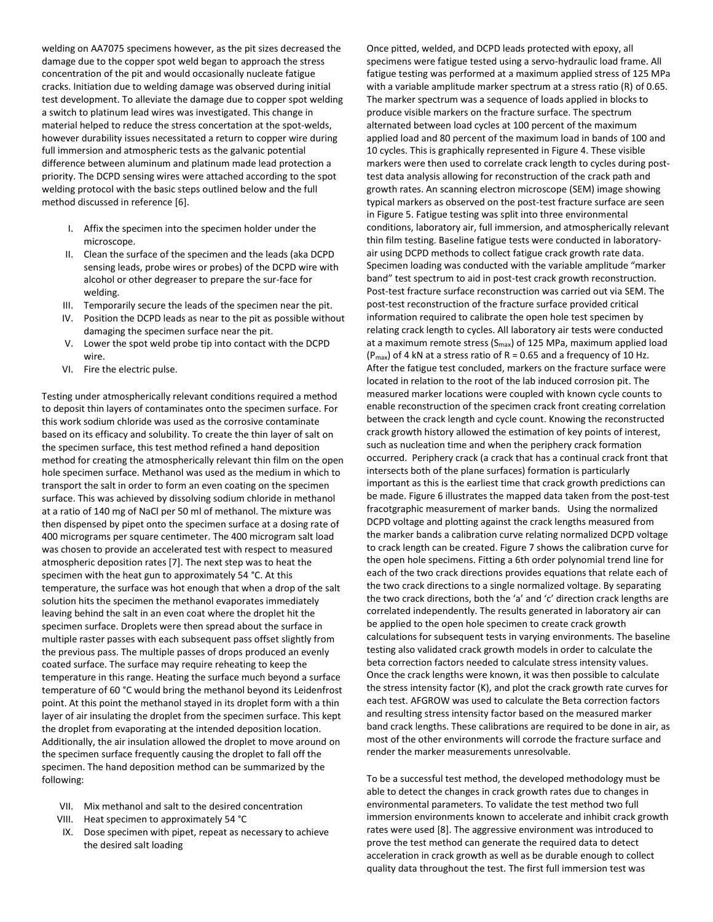welding on AA7075 specimens however, as the pit sizes decreased the damage due to the copper spot weld began to approach the stress concentration of the pit and would occasionally nucleate fatigue cracks. Initiation due to welding damage was observed during initial test development. To alleviate the damage due to copper spot welding a switch to platinum lead wires was investigated. This change in material helped to reduce the stress concertation at the spot-welds, however durability issues necessitated a return to copper wire during full immersion and atmospheric tests as the galvanic potential difference between aluminum and platinum made lead protection a priority. The DCPD sensing wires were attached according to the spot welding protocol with the basic steps outlined below and the full method discussed in reference [6].

I. Affix the specimen into the specimen holder under the microscope.
II. Clean the surface of the specimen and the leads (aka DCPD sensing leads, probe wires or probes) of the DCPD wire with alcohol or other degreaser to prepare the sur-face for welding.
III. Temporarily secure the leads of the specimen near the pit.
IV. Position the DCPD leads as near to the pit as possible without damaging the specimen surface near the pit.
V. Lower the spot weld probe tip into contact with the DCPD wire.
VI. Fire the electric pulse.

Testing under atmospherically relevant conditions required a method to deposit thin layers of contaminates onto the specimen surface. For this work sodium chloride was used as the corrosive contaminate based on its efficacy and solubility. To create the thin layer of salt on the specimen surface, this test method refined a hand deposition method for creating the atmospherically relevant thin film on the open hole specimen surface. Methanol was used as the medium in which to transport the salt in order to form an even coating on the specimen surface. This was achieved by dissolving sodium chloride in methanol at a ratio of 140 mg of NaCl per 50 ml of methanol. The mixture was then dispensed by pipet onto the specimen surface at a dosing rate of 400 micrograms per square centimeter. The 400 microgram salt load was chosen to provide an accelerated test with respect to measured atmospheric deposition rates [7]. The next step was to heat the specimen with the heat gun to approximately 54 °C. At this temperature, the surface was hot enough that when a drop of the salt solution hits the specimen the methanol evaporates immediately leaving behind the salt in an even coat where the droplet hit the specimen surface. Droplets were then spread about the surface in multiple raster passes with each subsequent pass offset slightly from the previous pass. The multiple passes of drops produced an evenly coated surface. The surface may require reheating to keep the temperature in this range. Heating the surface much beyond a surface temperature of 60 °C would bring the methanol beyond its Leidenfrost point. At this point the methanol stayed in its droplet form with a thin layer of air insulating the droplet from the specimen surface. This kept the droplet from evaporating at the intended deposition location. Additionally, the air insulation allowed the droplet to move around on the specimen surface frequently causing the droplet to fall off the specimen. The hand deposition method can be summarized by the following:

VII. Mix methanol and salt to the desired concentration
VIII. Heat specimen to approximately 54 °C
IX. Dose specimen with pipet, repeat as necessary to achieve the desired salt loading

Once pitted, welded, and DCPD leads protected with epoxy, all specimens were fatigue tested using a servo-hydraulic load frame. All fatigue testing was performed at a maximum applied stress of 125 MPa with a variable amplitude marker spectrum at a stress ratio (R) of 0.65. The marker spectrum was a sequence of loads applied in blocks to produce visible markers on the fracture surface. The spectrum alternated between load cycles at 100 percent of the maximum applied load and 80 percent of the maximum load in bands of 100 and 10 cycles. This is graphically represented in Figure 4. These visible markers were then used to correlate crack length to cycles during post-test data analysis allowing for reconstruction of the crack path and growth rates. An scanning electron microscope (SEM) image showing typical markers as observed on the post-test fracture surface are seen in Figure 5. Fatigue testing was split into three environmental conditions, laboratory air, full immersion, and atmospherically relevant thin film testing. Baseline fatigue tests were conducted in laboratory-air using DCPD methods to collect fatigue crack growth rate data. Specimen loading was conducted with the variable amplitude "marker band" test spectrum to aid in post-test crack growth reconstruction. Post-test fracture surface reconstruction was carried out via SEM. The post-test reconstruction of the fracture surface provided critical information required to calibrate the open hole test specimen by relating crack length to cycles. All laboratory air tests were conducted at a maximum remote stress ($S_{max}$) of 125 MPa, maximum applied load ($P_{max}$) of 4 kN at a stress ratio of R = 0.65 and a frequency of 10 Hz. After the fatigue test concluded, markers on the fracture surface were located in relation to the root of the lab induced corrosion pit. The measured marker locations were coupled with known cycle counts to enable reconstruction of the specimen crack front creating correlation between the crack length and cycle count. Knowing the reconstructed crack growth history allowed the estimation of key points of interest, such as nucleation time and when the periphery crack formation occurred. Periphery crack (a crack that has a continual crack front that intersects both of the plane surfaces) formation is particularly important as this is the earliest time that crack growth predictions can be made. Figure 6 illustrates the mapped data taken from the post-test fracotgraphic measurement of marker bands. Using the normalized DCPD voltage and plotting against the crack lengths measured from the marker bands a calibration curve relating normalized DCPD voltage to crack length can be created. Figure 7 shows the calibration curve for the open hole specimens. Fitting a 6th order polynomial trend line for each of the two crack directions provides equations that relate each of the two crack directions to a single normalized voltage. By separating the two crack directions, both the 'a' and 'c' direction crack lengths are correlated independently. The results generated in laboratory air can be applied to the open hole specimen to create crack growth calculations for subsequent tests in varying environments. The baseline testing also validated crack growth models in order to calculate the beta correction factors needed to calculate stress intensity values. Once the crack lengths were known, it was then possible to calculate the stress intensity factor (K), and plot the crack growth rate curves for each test. AFGROW was used to calculate the Beta correction factors and resulting stress intensity factor based on the measured marker band crack lengths. These calibrations are required to be done in air, as most of the other environments will corrode the fracture surface and render the marker measurements unresolvable.

To be a successful test method, the developed methodology must be able to detect the changes in crack growth rates due to changes in environmental parameters. To validate the test method two full immersion environments known to accelerate and inhibit crack growth rates were used [8]. The aggressive environment was introduced to prove the test method can generate the required data to detect acceleration in crack growth as well as be durable enough to collect quality data throughout the test. The first full immersion test was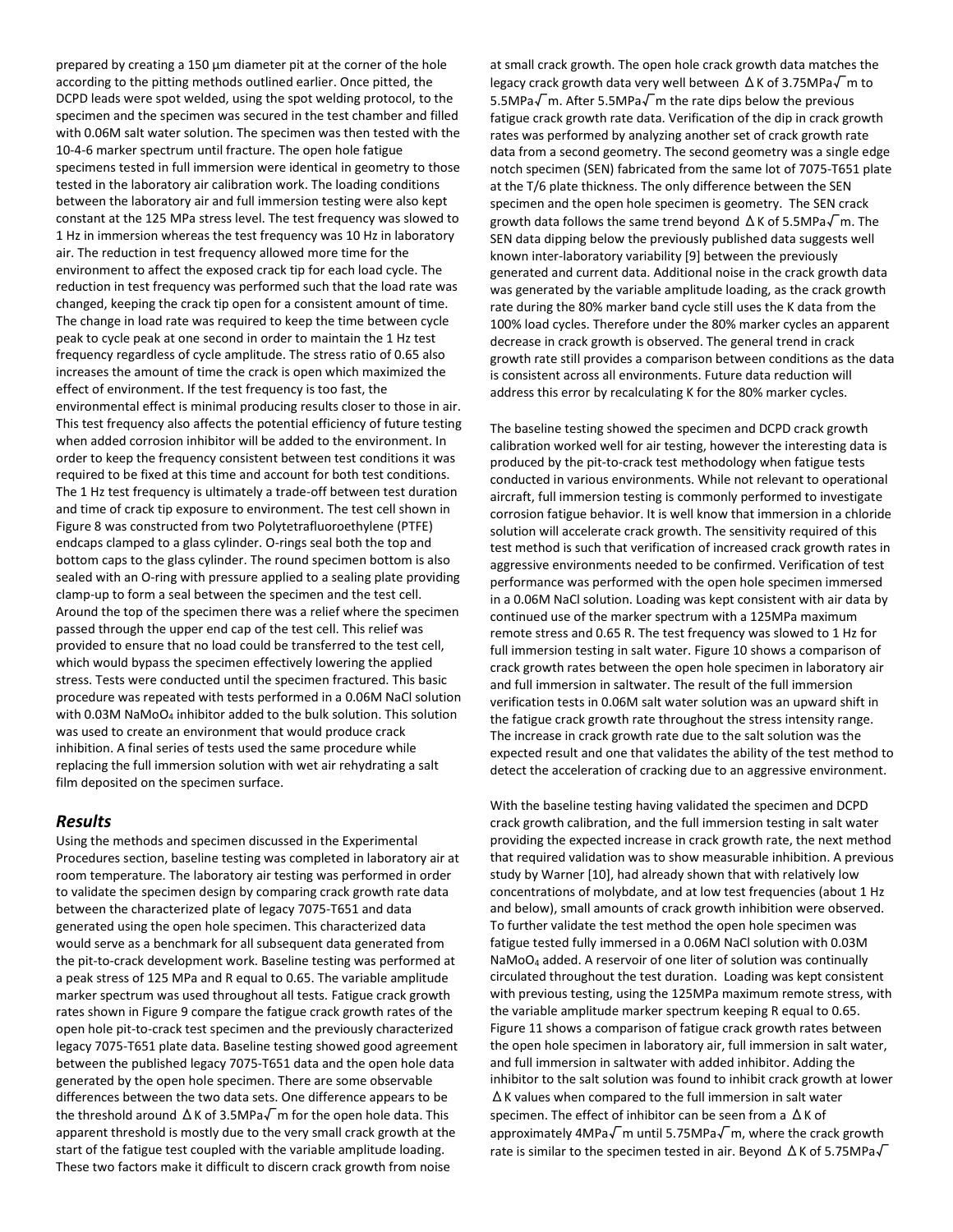prepared by creating a 150 µm diameter pit at the corner of the hole according to the pitting methods outlined earlier. Once pitted, the DCPD leads were spot welded, using the spot welding protocol, to the specimen and the specimen was secured in the test chamber and filled with 0.06M salt water solution. The specimen was then tested with the 10-4-6 marker spectrum until fracture. The open hole fatigue specimens tested in full immersion were identical in geometry to those tested in the laboratory air calibration work. The loading conditions between the laboratory air and full immersion testing were also kept constant at the 125 MPa stress level. The test frequency was slowed to 1 Hz in immersion whereas the test frequency was 10 Hz in laboratory air. The reduction in test frequency allowed more time for the environment to affect the exposed crack tip for each load cycle. The reduction in test frequency was performed such that the load rate was changed, keeping the crack tip open for a consistent amount of time. The change in load rate was required to keep the time between cycle peak to cycle peak at one second in order to maintain the 1 Hz test frequency regardless of cycle amplitude. The stress ratio of 0.65 also increases the amount of time the crack is open which maximized the effect of environment. If the test frequency is too fast, the environmental effect is minimal producing results closer to those in air. This test frequency also affects the potential efficiency of future testing when added corrosion inhibitor will be added to the environment. In order to keep the frequency consistent between test conditions it was required to be fixed at this time and account for both test conditions. The 1 Hz test frequency is ultimately a trade-off between test duration and time of crack tip exposure to environment. The test cell shown in Figure 8 was constructed from two Polytetrafluoroethylene (PTFE) endcaps clamped to a glass cylinder. O-rings seal both the top and bottom caps to the glass cylinder. The round specimen bottom is also sealed with an O-ring with pressure applied to a sealing plate providing clamp-up to form a seal between the specimen and the test cell. Around the top of the specimen there was a relief where the specimen passed through the upper end cap of the test cell. This relief was provided to ensure that no load could be transferred to the test cell, which would bypass the specimen effectively lowering the applied stress. Tests were conducted until the specimen fractured. This basic procedure was repeated with tests performed in a 0.06M NaCl solution with 0.03M $NaMoO_4$ inhibitor added to the bulk solution. This solution was used to create an environment that would produce crack inhibition. A final series of tests used the same procedure while replacing the full immersion solution with wet air rehydrating a salt film deposited on the specimen surface.

## *Results*

Using the methods and specimen discussed in the Experimental Procedures section, baseline testing was completed in laboratory air at room temperature. The laboratory air testing was performed in order to validate the specimen design by comparing crack growth rate data between the characterized plate of legacy 7075-T651 and data generated using the open hole specimen. This characterized data would serve as a benchmark for all subsequent data generated from the pit-to-crack development work. Baseline testing was performed at a peak stress of 125 MPa and R equal to 0.65. The variable amplitude marker spectrum was used throughout all tests. Fatigue crack growth rates shown in Figure 9 compare the fatigue crack growth rates of the open hole pit-to-crack test specimen and the previously characterized legacy 7075-T651 plate data. Baseline testing showed good agreement between the published legacy 7075-T651 data and the open hole data generated by the open hole specimen. There are some observable differences between the two data sets. One difference appears to be the threshold around $\Delta K$ of 3.5MPa$\sqrt{m}$ for the open hole data. This apparent threshold is mostly due to the very small crack growth at the start of the fatigue test coupled with the variable amplitude loading. These two factors make it difficult to discern crack growth from noise at small crack growth. The open hole crack growth data matches the legacy crack growth data very well between $\Delta K$ of 3.75MPa$\sqrt{m}$ to 5.5MPa$\sqrt{m}$. After 5.5MPa$\sqrt{m}$ the rate dips below the previous fatigue crack growth rate data. Verification of the dip in crack growth rates was performed by analyzing another set of crack growth rate data from a second geometry. The second geometry was a single edge notch specimen (SEN) fabricated from the same lot of 7075-T651 plate at the T/6 plate thickness. The only difference between the SEN specimen and the open hole specimen is geometry. The SEN crack growth data follows the same trend beyond $\Delta K$ of 5.5MPa$\sqrt{m}$. The SEN data dipping below the previously published data suggests well known inter-laboratory variability [9] between the previously generated and current data. Additional noise in the crack growth data was generated by the variable amplitude loading, as the crack growth rate during the 80% marker band cycle still uses the K data from the 100% load cycles. Therefore under the 80% marker cycles an apparent decrease in crack growth is observed. The general trend in crack growth rate still provides a comparison between conditions as the data is consistent across all environments. Future data reduction will address this error by recalculating K for the 80% marker cycles.

The baseline testing showed the specimen and DCPD crack growth calibration worked well for air testing, however the interesting data is produced by the pit-to-crack test methodology when fatigue tests conducted in various environments. While not relevant to operational aircraft, full immersion testing is commonly performed to investigate corrosion fatigue behavior. It is well know that immersion in a chloride solution will accelerate crack growth. The sensitivity required of this test method is such that verification of increased crack growth rates in aggressive environments needed to be confirmed. Verification of test performance was performed with the open hole specimen immersed in a 0.06M NaCl solution. Loading was kept consistent with air data by continued use of the marker spectrum with a 125MPa maximum remote stress and 0.65 R. The test frequency was slowed to 1 Hz for full immersion testing in salt water. Figure 10 shows a comparison of crack growth rates between the open hole specimen in laboratory air and full immersion in saltwater. The result of the full immersion verification tests in 0.06M salt water solution was an upward shift in the fatigue crack growth rate throughout the stress intensity range. The increase in crack growth rate due to the salt solution was the expected result and one that validates the ability of the test method to detect the acceleration of cracking due to an aggressive environment.

With the baseline testing having validated the specimen and DCPD crack growth calibration, and the full immersion testing in salt water providing the expected increase in crack growth rate, the next method that required validation was to show measurable inhibition. A previous study by Warner [10], had already shown that with relatively low concentrations of molybdate, and at low test frequencies (about 1 Hz and below), small amounts of crack growth inhibition were observed. To further validate the test method the open hole specimen was fatigue tested fully immersed in a 0.06M NaCl solution with 0.03M $NaMoO_4$ added. A reservoir of one liter of solution was continually circulated throughout the test duration. Loading was kept consistent with previous testing, using the 125MPa maximum remote stress, with the variable amplitude marker spectrum keeping R equal to 0.65. Figure 11 shows a comparison of fatigue crack growth rates between the open hole specimen in laboratory air, full immersion in salt water, and full immersion in saltwater with added inhibitor. Adding the inhibitor to the salt solution was found to inhibit crack growth at lower $\Delta K$ values when compared to the full immersion in salt water specimen. The effect of inhibitor can be seen from a $\Delta K$ of approximately 4MPa$\sqrt{m}$ until 5.75MPa$\sqrt{m}$, where the crack growth rate is similar to the specimen tested in air. Beyond $\Delta K$ of 5.75MPa$\sqrt{}$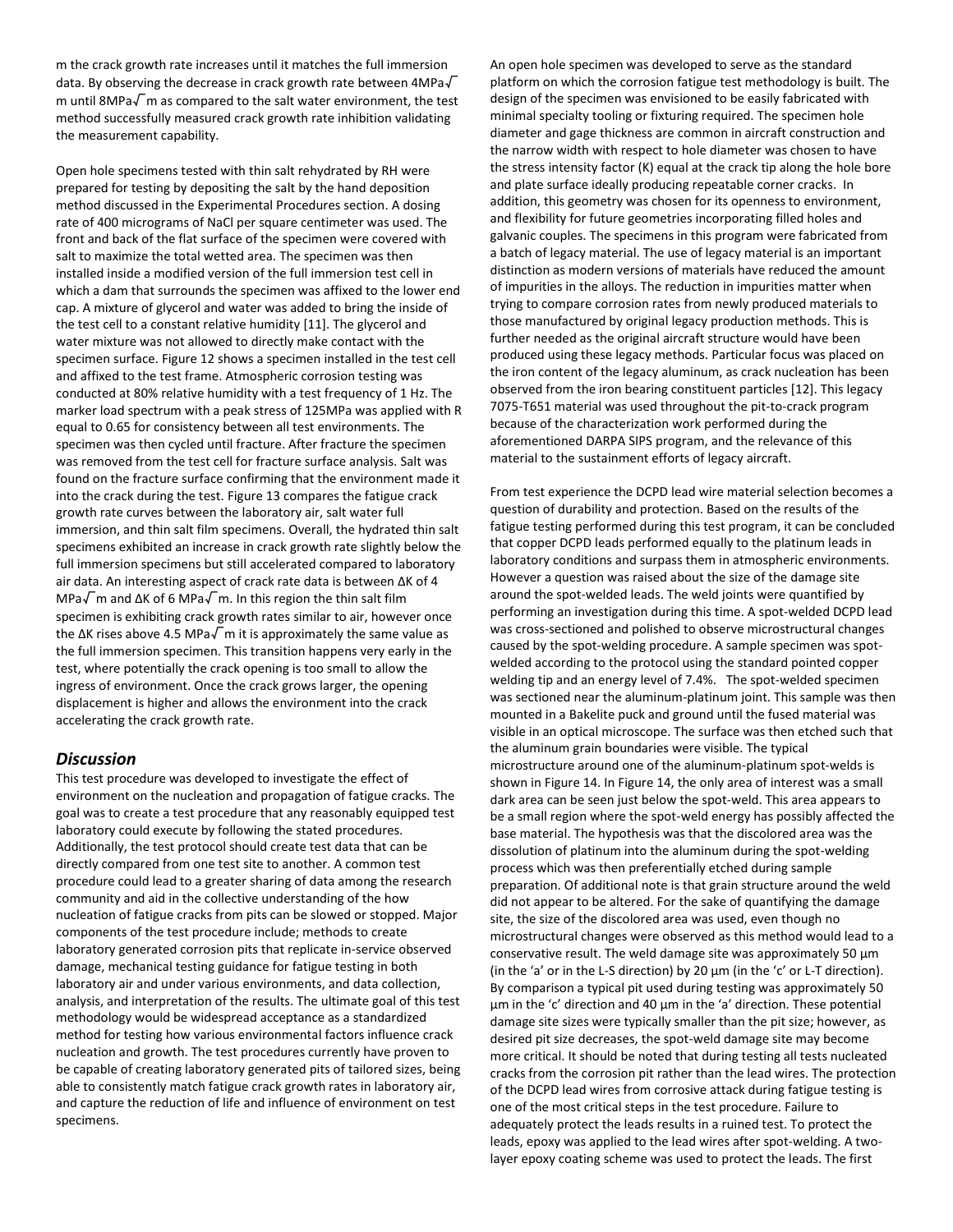m the crack growth rate increases until it matches the full immersion data. By observing the decrease in crack growth rate between 4MPa√m until 8MPa√m as compared to the salt water environment, the test method successfully measured crack growth rate inhibition validating the measurement capability.

Open hole specimens tested with thin salt rehydrated by RH were prepared for testing by depositing the salt by the hand deposition method discussed in the Experimental Procedures section. A dosing rate of 400 micrograms of NaCl per square centimeter was used. The front and back of the flat surface of the specimen were covered with salt to maximize the total wetted area. The specimen was then installed inside a modified version of the full immersion test cell in which a dam that surrounds the specimen was affixed to the lower end cap. A mixture of glycerol and water was added to bring the inside of the test cell to a constant relative humidity [11]. The glycerol and water mixture was not allowed to directly make contact with the specimen surface. Figure 12 shows a specimen installed in the test cell and affixed to the test frame. Atmospheric corrosion testing was conducted at 80% relative humidity with a test frequency of 1 Hz. The marker load spectrum with a peak stress of 125MPa was applied with R equal to 0.65 for consistency between all test environments. The specimen was then cycled until fracture. After fracture the specimen was removed from the test cell for fracture surface analysis. Salt was found on the fracture surface confirming that the environment made it into the crack during the test. Figure 13 compares the fatigue crack growth rate curves between the laboratory air, salt water full immersion, and thin salt film specimens. Overall, the hydrated thin salt specimens exhibited an increase in crack growth rate slightly below the full immersion specimens but still accelerated compared to laboratory air data. An interesting aspect of crack rate data is between ΔK of 4 MPa√m and ΔK of 6 MPa√m. In this region the thin salt film specimen is exhibiting crack growth rates similar to air, however once the ΔK rises above 4.5 MPa√m it is approximately the same value as the full immersion specimen. This transition happens very early in the test, where potentially the crack opening is too small to allow the ingress of environment. Once the crack grows larger, the opening displacement is higher and allows the environment into the crack accelerating the crack growth rate.

## *Discussion*

This test procedure was developed to investigate the effect of environment on the nucleation and propagation of fatigue cracks. The goal was to create a test procedure that any reasonably equipped test laboratory could execute by following the stated procedures. Additionally, the test protocol should create test data that can be directly compared from one test site to another. A common test procedure could lead to a greater sharing of data among the research community and aid in the collective understanding of the how nucleation of fatigue cracks from pits can be slowed or stopped. Major components of the test procedure include; methods to create laboratory generated corrosion pits that replicate in-service observed damage, mechanical testing guidance for fatigue testing in both laboratory air and under various environments, and data collection, analysis, and interpretation of the results. The ultimate goal of this test methodology would be widespread acceptance as a standardized method for testing how various environmental factors influence crack nucleation and growth. The test procedures currently have proven to be capable of creating laboratory generated pits of tailored sizes, being able to consistently match fatigue crack growth rates in laboratory air, and capture the reduction of life and influence of environment on test specimens.

An open hole specimen was developed to serve as the standard platform on which the corrosion fatigue test methodology is built. The design of the specimen was envisioned to be easily fabricated with minimal specialty tooling or fixturing required. The specimen hole diameter and gage thickness are common in aircraft construction and the narrow width with respect to hole diameter was chosen to have the stress intensity factor (K) equal at the crack tip along the hole bore and plate surface ideally producing repeatable corner cracks. In addition, this geometry was chosen for its openness to environment, and flexibility for future geometries incorporating filled holes and galvanic couples. The specimens in this program were fabricated from a batch of legacy material. The use of legacy material is an important distinction as modern versions of materials have reduced the amount of impurities in the alloys. The reduction in impurities matter when trying to compare corrosion rates from newly produced materials to those manufactured by original legacy production methods. This is further needed as the original aircraft structure would have been produced using these legacy methods. Particular focus was placed on the iron content of the legacy aluminum, as crack nucleation has been observed from the iron bearing constituent particles [12]. This legacy 7075-T651 material was used throughout the pit-to-crack program because of the characterization work performed during the aforementioned DARPA SIPS program, and the relevance of this material to the sustainment efforts of legacy aircraft.

From test experience the DCPD lead wire material selection becomes a question of durability and protection. Based on the results of the fatigue testing performed during this test program, it can be concluded that copper DCPD leads performed equally to the platinum leads in laboratory conditions and surpass them in atmospheric environments. However a question was raised about the size of the damage site around the spot-welded leads. The weld joints were quantified by performing an investigation during this time. A spot-welded DCPD lead was cross-sectioned and polished to observe microstructural changes caused by the spot-welding procedure. A sample specimen was spot-welded according to the protocol using the standard pointed copper welding tip and an energy level of 7.4%. The spot-welded specimen was sectioned near the aluminum-platinum joint. This sample was then mounted in a Bakelite puck and ground until the fused material was visible in an optical microscope. The surface was then etched such that the aluminum grain boundaries were visible. The typical microstructure around one of the aluminum-platinum spot-welds is shown in Figure 14. In Figure 14, the only area of interest was a small dark area can be seen just below the spot-weld. This area appears to be a small region where the spot-weld energy has possibly affected the base material. The hypothesis was that the discolored area was the dissolution of platinum into the aluminum during the spot-welding process which was then preferentially etched during sample preparation. Of additional note is that grain structure around the weld did not appear to be altered. For the sake of quantifying the damage site, the size of the discolored area was used, even though no microstructural changes were observed as this method would lead to a conservative result. The weld damage site was approximately 50 µm (in the 'a' or in the L-S direction) by 20 µm (in the 'c' or L-T direction). By comparison a typical pit used during testing was approximately 50 µm in the 'c' direction and 40 µm in the 'a' direction. These potential damage site sizes were typically smaller than the pit size; however, as desired pit size decreases, the spot-weld damage site may become more critical. It should be noted that during testing all tests nucleated cracks from the corrosion pit rather than the lead wires. The protection of the DCPD lead wires from corrosive attack during fatigue testing is one of the most critical steps in the test procedure. Failure to adequately protect the leads results in a ruined test. To protect the leads, epoxy was applied to the lead wires after spot-welding. A two-layer epoxy coating scheme was used to protect the leads. The first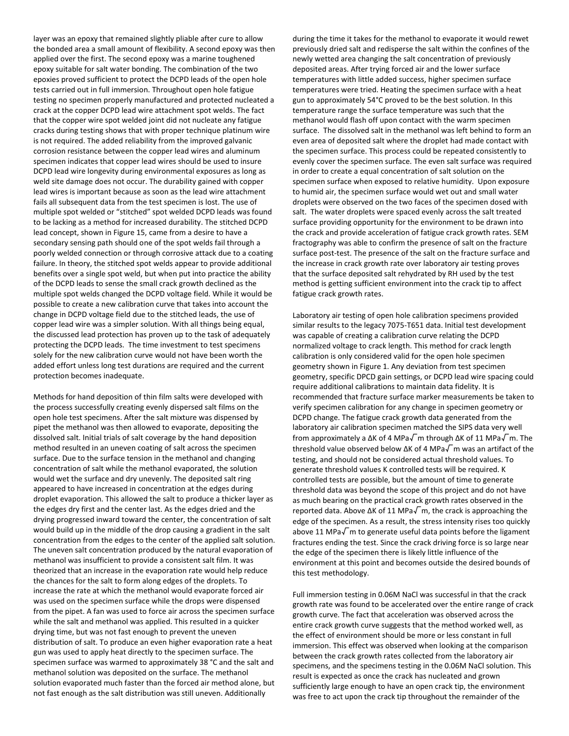layer was an epoxy that remained slightly pliable after cure to allow the bonded area a small amount of flexibility. A second epoxy was then applied over the first. The second epoxy was a marine toughened epoxy suitable for salt water bonding. The combination of the two epoxies proved sufficient to protect the DCPD leads of the open hole tests carried out in full immersion. Throughout open hole fatigue testing no specimen properly manufactured and protected nucleated a crack at the copper DCPD lead wire attachment spot welds. The fact that the copper wire spot welded joint did not nucleate any fatigue cracks during testing shows that with proper technique platinum wire is not required. The added reliability from the improved galvanic corrosion resistance between the copper lead wires and aluminum specimen indicates that copper lead wires should be used to insure DCPD lead wire longevity during environmental exposures as long as weld site damage does not occur. The durability gained with copper lead wires is important because as soon as the lead wire attachment fails all subsequent data from the test specimen is lost. The use of multiple spot welded or "stitched" spot welded DCPD leads was found to be lacking as a method for increased durability. The stitched DCPD lead concept, shown in Figure 15, came from a desire to have a secondary sensing path should one of the spot welds fail through a poorly welded connection or through corrosive attack due to a coating failure. In theory, the stitched spot welds appear to provide additional benefits over a single spot weld, but when put into practice the ability of the DCPD leads to sense the small crack growth declined as the multiple spot welds changed the DCPD voltage field. While it would be possible to create a new calibration curve that takes into account the change in DCPD voltage field due to the stitched leads, the use of copper lead wire was a simpler solution. With all things being equal, the discussed lead protection has proven up to the task of adequately protecting the DCPD leads. The time investment to test specimens solely for the new calibration curve would not have been worth the added effort unless long test durations are required and the current protection becomes inadequate.

Methods for hand deposition of thin film salts were developed with the process successfully creating evenly dispersed salt films on the open hole test specimens. After the salt mixture was dispensed by pipet the methanol was then allowed to evaporate, depositing the dissolved salt. Initial trials of salt coverage by the hand deposition method resulted in an uneven coating of salt across the specimen surface. Due to the surface tension in the methanol and changing concentration of salt while the methanol evaporated, the solution would wet the surface and dry unevenly. The deposited salt ring appeared to have increased in concentration at the edges during droplet evaporation. This allowed the salt to produce a thicker layer as the edges dry first and the center last. As the edges dried and the drying progressed inward toward the center, the concentration of salt would build up in the middle of the drop causing a gradient in the salt concentration from the edges to the center of the applied salt solution. The uneven salt concentration produced by the natural evaporation of methanol was insufficient to provide a consistent salt film. It was theorized that an increase in the evaporation rate would help reduce the chances for the salt to form along edges of the droplets. To increase the rate at which the methanol would evaporate forced air was used on the specimen surface while the drops were dispensed from the pipet. A fan was used to force air across the specimen surface while the salt and methanol was applied. This resulted in a quicker drying time, but was not fast enough to prevent the uneven distribution of salt. To produce an even higher evaporation rate a heat gun was used to apply heat directly to the specimen surface. The specimen surface was warmed to approximately 38 °C and the salt and methanol solution was deposited on the surface. The methanol solution evaporated much faster than the forced air method alone, but not fast enough as the salt distribution was still uneven. Additionally during the time it takes for the methanol to evaporate it would rewet previously dried salt and redisperse the salt within the confines of the newly wetted area changing the salt concentration of previously deposited areas. After trying forced air and the lower surface temperatures with little added success, higher specimen surface temperatures were tried. Heating the specimen surface with a heat gun to approximately 54°C proved to be the best solution. In this temperature range the surface temperature was such that the methanol would flash off upon contact with the warm specimen surface. The dissolved salt in the methanol was left behind to form an even area of deposited salt where the droplet had made contact with the specimen surface. This process could be repeated consistently to evenly cover the specimen surface. The even salt surface was required in order to create a equal concentration of salt solution on the specimen surface when exposed to relative humidity. Upon exposure to humid air, the specimen surface would wet out and small water droplets were observed on the two faces of the specimen dosed with salt. The water droplets were spaced evenly across the salt treated surface providing opportunity for the environment to be drawn into the crack and provide acceleration of fatigue crack growth rates. SEM fractography was able to confirm the presence of salt on the fracture surface post-test. The presence of the salt on the fracture surface and the increase in crack growth rate over laboratory air testing proves that the surface deposited salt rehydrated by RH used by the test method is getting sufficient environment into the crack tip to affect fatigue crack growth rates.

Laboratory air testing of open hole calibration specimens provided similar results to the legacy 7075-T651 data. Initial test development was capable of creating a calibration curve relating the DCPD normalized voltage to crack length. This method for crack length calibration is only considered valid for the open hole specimen geometry shown in Figure 1. Any deviation from test specimen geometry, specific DPCD gain settings, or DCPD lead wire spacing could require additional calibrations to maintain data fidelity. It is recommended that fracture surface marker measurements be taken to verify specimen calibration for any change in specimen geometry or DCPD change. The fatigue crack growth data generated from the laboratory air calibration specimen matched the SIPS data very well from approximately a ΔK of 4 MPa√m through ΔK of 11 MPa√m. The threshold value observed below ΔK of 4 MPa√m was an artifact of the testing, and should not be considered actual threshold values. To generate threshold values K controlled tests will be required. K controlled tests are possible, but the amount of time to generate threshold data was beyond the scope of this project and do not have as much bearing on the practical crack growth rates observed in the reported data. Above ΔK of 11 MPa√m, the crack is approaching the edge of the specimen. As a result, the stress intensity rises too quickly above 11 MPa√m to generate useful data points before the ligament fractures ending the test. Since the crack driving force is so large near the edge of the specimen there is likely little influence of the environment at this point and becomes outside the desired bounds of this test methodology.

Full immersion testing in 0.06M NaCl was successful in that the crack growth rate was found to be accelerated over the entire range of crack growth curve. The fact that acceleration was observed across the entire crack growth curve suggests that the method worked well, as the effect of environment should be more or less constant in full immersion. This effect was observed when looking at the comparison between the crack growth rates collected from the laboratory air specimens, and the specimens testing in the 0.06M NaCl solution. This result is expected as once the crack has nucleated and grown sufficiently large enough to have an open crack tip, the environment was free to act upon the crack tip throughout the remainder of the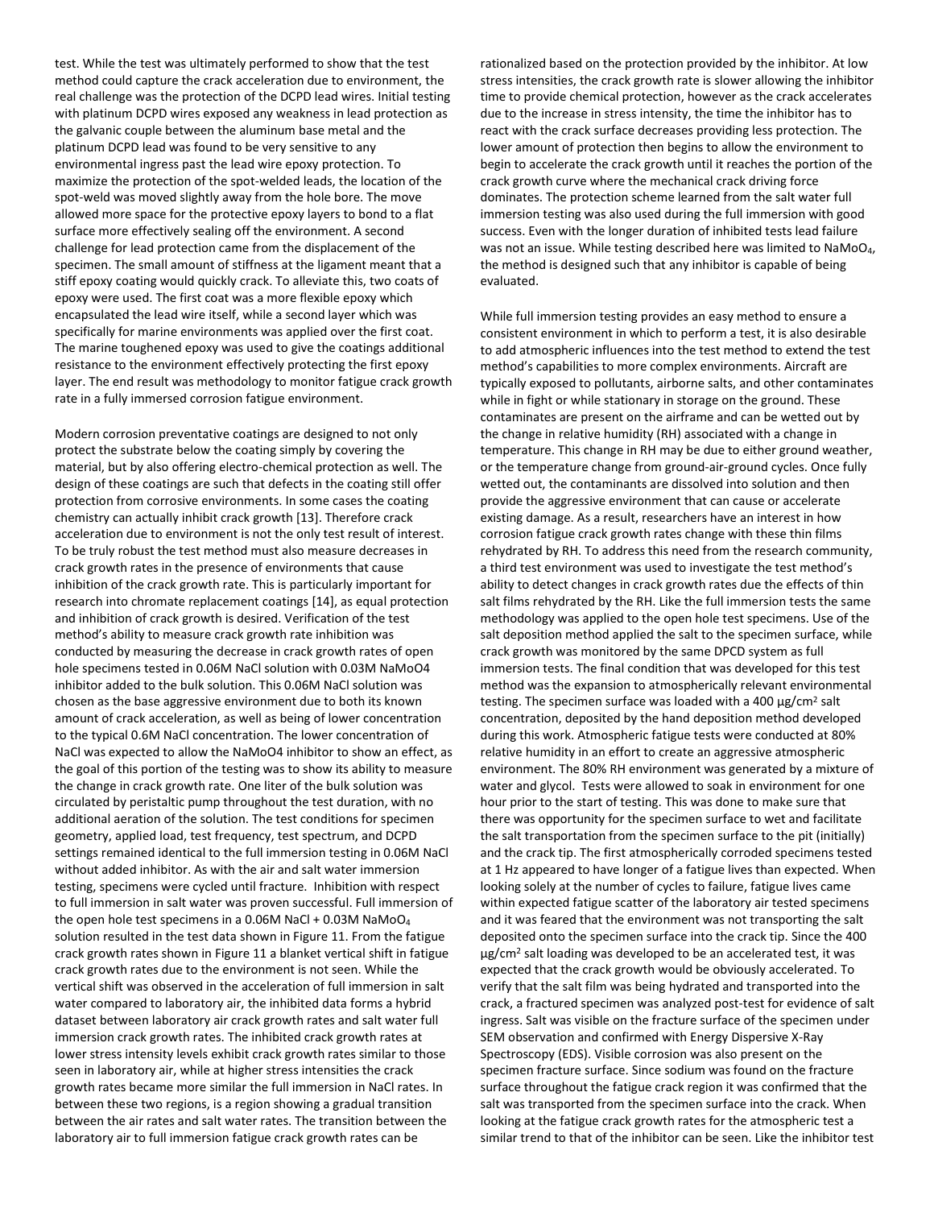test. While the test was ultimately performed to show that the test method could capture the crack acceleration due to environment, the real challenge was the protection of the DCPD lead wires. Initial testing with platinum DCPD wires exposed any weakness in lead protection as the galvanic couple between the aluminum base metal and the platinum DCPD lead was found to be very sensitive to any environmental ingress past the lead wire epoxy protection. To maximize the protection of the spot-welded leads, the location of the spot-weld was moved slightly away from the hole bore. The move allowed more space for the protective epoxy layers to bond to a flat surface more effectively sealing off the environment. A second challenge for lead protection came from the displacement of the specimen. The small amount of stiffness at the ligament meant that a stiff epoxy coating would quickly crack. To alleviate this, two coats of epoxy were used. The first coat was a more flexible epoxy which encapsulated the lead wire itself, while a second layer which was specifically for marine environments was applied over the first coat. The marine toughened epoxy was used to give the coatings additional resistance to the environment effectively protecting the first epoxy layer. The end result was methodology to monitor fatigue crack growth rate in a fully immersed corrosion fatigue environment.

Modern corrosion preventative coatings are designed to not only protect the substrate below the coating simply by covering the material, but by also offering electro-chemical protection as well. The design of these coatings are such that defects in the coating still offer protection from corrosive environments. In some cases the coating chemistry can actually inhibit crack growth [13]. Therefore crack acceleration due to environment is not the only test result of interest. To be truly robust the test method must also measure decreases in crack growth rates in the presence of environments that cause inhibition of the crack growth rate. This is particularly important for research into chromate replacement coatings [14], as equal protection and inhibition of crack growth is desired. Verification of the test method's ability to measure crack growth rate inhibition was conducted by measuring the decrease in crack growth rates of open hole specimens tested in 0.06M NaCl solution with 0.03M $NaMoO_4$ inhibitor added to the bulk solution. This 0.06M NaCl solution was chosen as the base aggressive environment due to both its known amount of crack acceleration, as well as being of lower concentration to the typical 0.6M NaCl concentration. The lower concentration of NaCl was expected to allow the $NaMoO_4$ inhibitor to show an effect, as the goal of this portion of the testing was to show its ability to measure the change in crack growth rate. One liter of the bulk solution was circulated by peristaltic pump throughout the test duration, with no additional aeration of the solution. The test conditions for specimen geometry, applied load, test frequency, test spectrum, and DCPD settings remained identical to the full immersion testing in 0.06M NaCl without added inhibitor. As with the air and salt water immersion testing, specimens were cycled until fracture. Inhibition with respect to full immersion in salt water was proven successful. Full immersion of the open hole test specimens in a 0.06M NaCl + 0.03M $NaMoO_4$ solution resulted in the test data shown in Figure 11. From the fatigue crack growth rates shown in Figure 11 a blanket vertical shift in fatigue crack growth rates due to the environment is not seen. While the vertical shift was observed in the acceleration of full immersion in salt water compared to laboratory air, the inhibited data forms a hybrid dataset between laboratory air crack growth rates and salt water full immersion crack growth rates. The inhibited crack growth rates at lower stress intensity levels exhibit crack growth rates similar to those seen in laboratory air, while at higher stress intensities the crack growth rates became more similar the full immersion in NaCl rates. In between these two regions, is a region showing a gradual transition between the air rates and salt water rates. The transition between the laboratory air to full immersion fatigue crack growth rates can be rationalized based on the protection provided by the inhibitor. At low stress intensities, the crack growth rate is slower allowing the inhibitor time to provide chemical protection, however as the crack accelerates due to the increase in stress intensity, the time the inhibitor has to react with the crack surface decreases providing less protection. The lower amount of protection then begins to allow the environment to begin to accelerate the crack growth until it reaches the portion of the crack growth curve where the mechanical crack driving force dominates. The protection scheme learned from the salt water full immersion testing was also used during the full immersion with good success. Even with the longer duration of inhibited tests lead failure was not an issue. While testing described here was limited to $NaMoO_4$, the method is designed such that any inhibitor is capable of being evaluated.

While full immersion testing provides an easy method to ensure a consistent environment in which to perform a test, it is also desirable to add atmospheric influences into the test method to extend the test method's capabilities to more complex environments. Aircraft are typically exposed to pollutants, airborne salts, and other contaminates while in fight or while stationary in storage on the ground. These contaminates are present on the airframe and can be wetted out by the change in relative humidity (RH) associated with a change in temperature. This change in RH may be due to either ground weather, or the temperature change from ground-air-ground cycles. Once fully wetted out, the contaminants are dissolved into solution and then provide the aggressive environment that can cause or accelerate existing damage. As a result, researchers have an interest in how corrosion fatigue crack growth rates change with these thin films rehydrated by RH. To address this need from the research community, a third test environment was used to investigate the test method's ability to detect changes in crack growth rates due the effects of thin salt films rehydrated by the RH. Like the full immersion tests the same methodology was applied to the open hole test specimens. Use of the salt deposition method applied the salt to the specimen surface, while crack growth was monitored by the same DPCD system as full immersion tests. The final condition that was developed for this test method was the expansion to atmospherically relevant environmental testing. The specimen surface was loaded with a 400 µg/cm² salt concentration, deposited by the hand deposition method developed during this work. Atmospheric fatigue tests were conducted at 80% relative humidity in an effort to create an aggressive atmospheric environment. The 80% RH environment was generated by a mixture of water and glycol. Tests were allowed to soak in environment for one hour prior to the start of testing. This was done to make sure that there was opportunity for the specimen surface to wet and facilitate the salt transportation from the specimen surface to the pit (initially) and the crack tip. The first atmospherically corroded specimens tested at 1 Hz appeared to have longer of a fatigue lives than expected. When looking solely at the number of cycles to failure, fatigue lives came within expected fatigue scatter of the laboratory air tested specimens and it was feared that the environment was not transporting the salt deposited onto the specimen surface into the crack tip. Since the 400 µg/cm² salt loading was developed to be an accelerated test, it was expected that the crack growth would be obviously accelerated. To verify that the salt film was being hydrated and transported into the crack, a fractured specimen was analyzed post-test for evidence of salt ingress. Salt was visible on the fracture surface of the specimen under SEM observation and confirmed with Energy Dispersive X-Ray Spectroscopy (EDS). Visible corrosion was also present on the specimen fracture surface. Since sodium was found on the fracture surface throughout the fatigue crack region it was confirmed that the salt was transported from the specimen surface into the crack. When looking at the fatigue crack growth rates for the atmospheric test a similar trend to that of the inhibitor can be seen. Like the inhibitor test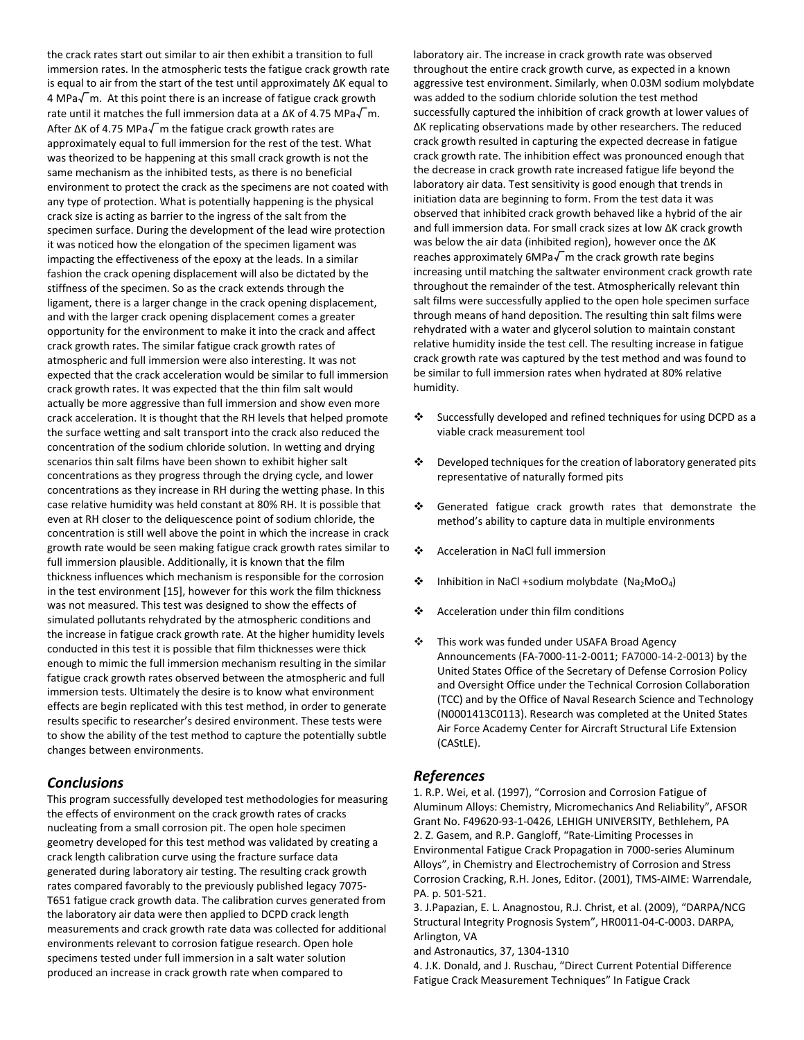the crack rates start out similar to air then exhibit a transition to full immersion rates. In the atmospheric tests the fatigue crack growth rate is equal to air from the start of the test until approximately $\Delta K$ equal to 4 MPa$\sqrt{m}$. At this point there is an increase of fatigue crack growth rate until it matches the full immersion data at a $\Delta K$ of 4.75 MPa$\sqrt{m}$. After $\Delta K$ of 4.75 MPa$\sqrt{m}$ the fatigue crack growth rates are approximately equal to full immersion for the rest of the test. What was theorized to be happening at this small crack growth is not the same mechanism as the inhibited tests, as there is no beneficial environment to protect the crack as the specimens are not coated with any type of protection. What is potentially happening is the physical crack size is acting as barrier to the ingress of the salt from the specimen surface. During the development of the lead wire protection it was noticed how the elongation of the specimen ligament was impacting the effectiveness of the epoxy at the leads. In a similar fashion the crack opening displacement will also be dictated by the stiffness of the specimen. So as the crack extends through the ligament, there is a larger change in the crack opening displacement, and with the larger crack opening displacement comes a greater opportunity for the environment to make it into the crack and affect crack growth rates. The similar fatigue crack growth rates of atmospheric and full immersion were also interesting. It was not expected that the crack acceleration would be similar to full immersion crack growth rates. It was expected that the thin film salt would actually be more aggressive than full immersion and show even more crack acceleration. It is thought that the RH levels that helped promote the surface wetting and salt transport into the crack also reduced the concentration of the sodium chloride solution. In wetting and drying scenarios thin salt films have been shown to exhibit higher salt concentrations as they progress through the drying cycle, and lower concentrations as they increase in RH during the wetting phase. In this case relative humidity was held constant at 80% RH. It is possible that even at RH closer to the deliquescence point of sodium chloride, the concentration is still well above the point in which the increase in crack growth rate would be seen making fatigue crack growth rates similar to full immersion plausible. Additionally, it is known that the film thickness influences which mechanism is responsible for the corrosion in the test environment [15], however for this work the film thickness was not measured. This test was designed to show the effects of simulated pollutants rehydrated by the atmospheric conditions and the increase in fatigue crack growth rate. At the higher humidity levels conducted in this test it is possible that film thicknesses were thick enough to mimic the full immersion mechanism resulting in the similar fatigue crack growth rates observed between the atmospheric and full immersion tests. Ultimately the desire is to know what environment effects are begin replicated with this test method, in order to generate results specific to researcher's desired environment. These tests were to show the ability of the test method to capture the potentially subtle changes between environments.

## *Conclusions*

This program successfully developed test methodologies for measuring the effects of environment on the crack growth rates of cracks nucleating from a small corrosion pit. The open hole specimen geometry developed for this test method was validated by creating a crack length calibration curve using the fracture surface data generated during laboratory air testing. The resulting crack growth rates compared favorably to the previously published legacy 7075-T651 fatigue crack growth data. The calibration curves generated from the laboratory air data were then applied to DCPD crack length measurements and crack growth rate data was collected for additional environments relevant to corrosion fatigue research. Open hole specimens tested under full immersion in a salt water solution produced an increase in crack growth rate when compared to laboratory air. The increase in crack growth rate was observed throughout the entire crack growth curve, as expected in a known aggressive test environment. Similarly, when 0.03M sodium molybdate was added to the sodium chloride solution the test method successfully captured the inhibition of crack growth at lower values of $\Delta K$ replicating observations made by other researchers. The reduced crack growth resulted in capturing the expected decrease in fatigue crack growth rate. The inhibition effect was pronounced enough that the decrease in crack growth rate increased fatigue life beyond the laboratory air data. Test sensitivity is good enough that trends in initiation data are beginning to form. From the test data it was observed that inhibited crack growth behaved like a hybrid of the air and full immersion data. For small crack sizes at low $\Delta K$ crack growth was below the air data (inhibited region), however once the $\Delta K$ reaches approximately 6MPa$\sqrt{m}$ the crack growth rate begins increasing until matching the saltwater environment crack growth rate throughout the remainder of the test. Atmospherically relevant thin salt films were successfully applied to the open hole specimen surface through means of hand deposition. The resulting thin salt films were rehydrated with a water and glycerol solution to maintain constant relative humidity inside the test cell. The resulting increase in fatigue crack growth rate was captured by the test method and was found to be similar to full immersion rates when hydrated at 80% relative humidity.

- Successfully developed and refined techniques for using DCPD as a viable crack measurement tool
- Developed techniques for the creation of laboratory generated pits representative of naturally formed pits
- Generated fatigue crack growth rates that demonstrate the method's ability to capture data in multiple environments
- Acceleration in NaCl full immersion
- Inhibition in NaCl +sodium molybdate ($Na_2MoO_4$)
- Acceleration under thin film conditions
- This work was funded under USAFA Broad Agency Announcements (FA-7000-11-2-0011; FA7000-14-2-0013) by the United States Office of the Secretary of Defense Corrosion Policy and Oversight Office under the Technical Corrosion Collaboration (TCC) and by the Office of Naval Research Science and Technology (N0001413C0113). Research was completed at the United States Air Force Academy Center for Aircraft Structural Life Extension (CAStLE).

## *References*

1. R.P. Wei, et al. (1997), "Corrosion and Corrosion Fatigue of Aluminum Alloys: Chemistry, Micromechanics And Reliability", AFSOR Grant No. F49620-93-1-0426, LEHIGH UNIVERSITY, Bethlehem, PA
2. Z. Gasem, and R.P. Gangloff, "Rate-Limiting Processes in Environmental Fatigue Crack Propagation in 7000-series Aluminum Alloys", in Chemistry and Electrochemistry of Corrosion and Stress Corrosion Cracking, R.H. Jones, Editor. (2001), TMS-AIME: Warrendale, PA. p. 501-521.
3. J.Papazian, E. L. Anagnostou, R.J. Christ, et al. (2009), "DARPA/NCG Structural Integrity Prognosis System", HR0011-04-C-0003. DARPA, Arlington, VA
and Astronautics, 37, 1304-1310
4. J.K. Donald, and J. Ruschau, "Direct Current Potential Difference Fatigue Crack Measurement Techniques" In Fatigue Crack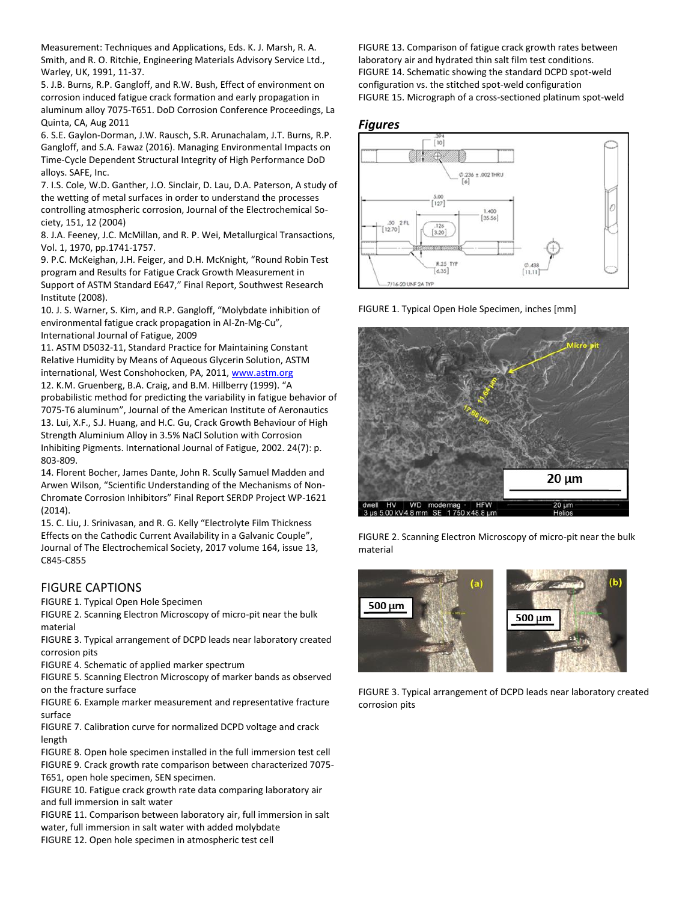Measurement: Techniques and Applications, Eds. K. J. Marsh, R. A. Smith, and R. O. Ritchie, Engineering Materials Advisory Service Ltd., Warley, UK, 1991, 11-37.

5. J.B. Burns, R.P. Gangloff, and R.W. Bush, Effect of environment on corrosion induced fatigue crack formation and early propagation in aluminum alloy 7075-T651. DoD Corrosion Conference Proceedings, La Quinta, CA, Aug 2011

6. S.E. Gaylon-Dorman, J.W. Rausch, S.R. Arunachalam, J.T. Burns, R.P. Gangloff, and S.A. Fawaz (2016). Managing Environmental Impacts on Time-Cycle Dependent Structural Integrity of High Performance DoD alloys. SAFE, Inc.

7. I.S. Cole, W.D. Ganther, J.O. Sinclair, D. Lau, D.A. Paterson, A study of the wetting of metal surfaces in order to understand the processes controlling atmospheric corrosion, Journal of the Electrochemical Society, 151, 12 (2004)

8. J.A. Feeney, J.C. McMillan, and R. P. Wei, Metallurgical Transactions, Vol. 1, 1970, pp.1741-1757.

9. P.C. McKeighan, J.H. Feiger, and D.H. McKnight, "Round Robin Test program and Results for Fatigue Crack Growth Measurement in Support of ASTM Standard E647," Final Report, Southwest Research Institute (2008).

10. J. S. Warner, S. Kim, and R.P. Gangloff, "Molybdate inhibition of environmental fatigue crack propagation in Al-Zn-Mg-Cu", International Journal of Fatigue, 2009

11. ASTM D5032-11, Standard Practice for Maintaining Constant Relative Humidity by Means of Aqueous Glycerin Solution, ASTM international, West Conshohocken, PA, 2011, www.astm.org

12. K.M. Gruenberg, B.A. Craig, and B.M. Hillberry (1999). "A probabilistic method for predicting the variability in fatigue behavior of 7075-T6 aluminum", Journal of the American Institute of Aeronautics

13. Lui, X.F., S.J. Huang, and H.C. Gu, Crack Growth Behaviour of High Strength Aluminium Alloy in 3.5% NaCl Solution with Corrosion Inhibiting Pigments. International Journal of Fatigue, 2002. 24(7): p. 803-809.

14. Florent Bocher, James Dante, John R. Scully Samuel Madden and Arwen Wilson, "Scientific Understanding of the Mechanisms of Non-Chromate Corrosion Inhibitors" Final Report SERDP Project WP-1621 (2014).

15. C. Liu, J. Srinivasan, and R. G. Kelly "Electrolyte Film Thickness Effects on the Cathodic Current Availability in a Galvanic Couple", Journal of The Electrochemical Society, 2017 volume 164, issue 13, C845-C855

## FIGURE CAPTIONS

FIGURE 1. Typical Open Hole Specimen
FIGURE 2. Scanning Electron Microscopy of micro-pit near the bulk material
FIGURE 3. Typical arrangement of DCPD leads near laboratory created corrosion pits
FIGURE 4. Schematic of applied marker spectrum
FIGURE 5. Scanning Electron Microscopy of marker bands as observed on the fracture surface
FIGURE 6. Example marker measurement and representative fracture surface
FIGURE 7. Calibration curve for normalized DCPD voltage and crack length
FIGURE 8. Open hole specimen installed in the full immersion test cell
FIGURE 9. Crack growth rate comparison between characterized 7075-T651, open hole specimen, SEN specimen.
FIGURE 10. Fatigue crack growth rate data comparing laboratory air and full immersion in salt water
FIGURE 11. Comparison between laboratory air, full immersion in salt water, full immersion in salt water with added molybdate
FIGURE 12. Open hole specimen in atmospheric test cell
FIGURE 13. Comparison of fatigue crack growth rates between laboratory air and hydrated thin salt film test conditions.
FIGURE 14. Schematic showing the standard DCPD spot-weld configuration vs. the stitched spot-weld configuration
FIGURE 15. Micrograph of a cross-sectioned platinum spot-weld

## *Figures*

FIGURE 1. Typical Open Hole Specimen, inches [mm]

FIGURE 2. Scanning Electron Microscopy of micro-pit near the bulk material

FIGURE 3. Typical arrangement of DCPD leads near laboratory created corrosion pits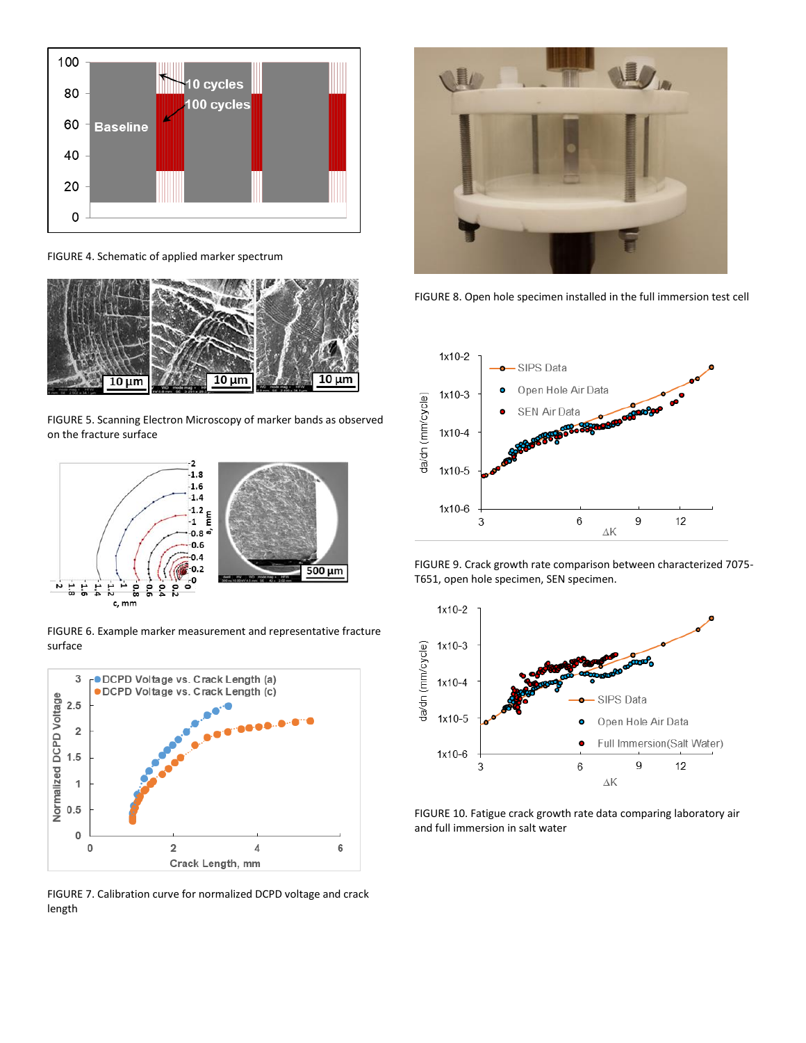FIGURE 4. Schematic of applied marker spectrum

FIGURE 5. Scanning Electron Microscopy of marker bands as observed on the fracture surface

FIGURE 6. Example marker measurement and representative fracture surface

FIGURE 7. Calibration curve for normalized DCPD voltage and crack length

FIGURE 8. Open hole specimen installed in the full immersion test cell

FIGURE 9. Crack growth rate comparison between characterized 7075-T651, open hole specimen, SEN specimen.

FIGURE 10. Fatigue crack growth rate data comparing laboratory air and full immersion in salt water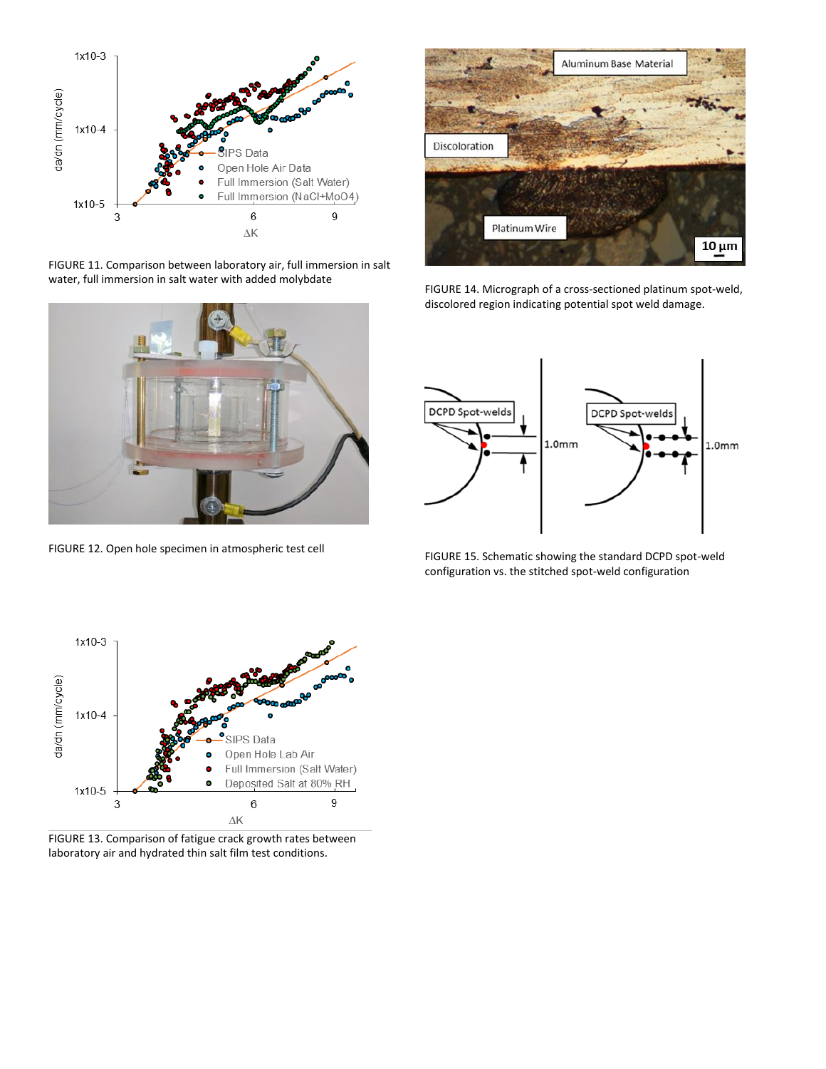1x10-3
1x10-4
1x10-5
da/dn (mm/cycle)
3
6
9
ΔK
SIPS Data
Open Hole Air Data
Full Immersion (Salt Water)
Full Immersion (NaCl+MoO4)

FIGURE 11. Comparison between laboratory air, full immersion in salt water, full immersion in salt water with added molybdate

FIGURE 12. Open hole specimen in atmospheric test cell

1x10-3
1x10-4
1x10-5
da/dn (mm/cycle)
3
6
9
ΔK
SIPS Data
Open Hole Lab Air
Full Immersion (Salt Water)
Deposited Salt at 80% RH

FIGURE 13. Comparison of fatigue crack growth rates between laboratory air and hydrated thin salt film test conditions.

Aluminum Base Material
Discoloration
Platinum Wire
10 μm

FIGURE 14. Micrograph of a cross-sectioned platinum spot-weld, discolored region indicating potential spot weld damage.

DCPD Spot-welds
1.0mm
DCPD Spot-welds
1.0mm

FIGURE 15. Schematic showing the standard DCPD spot-weld configuration vs. the stitched spot-weld configuration